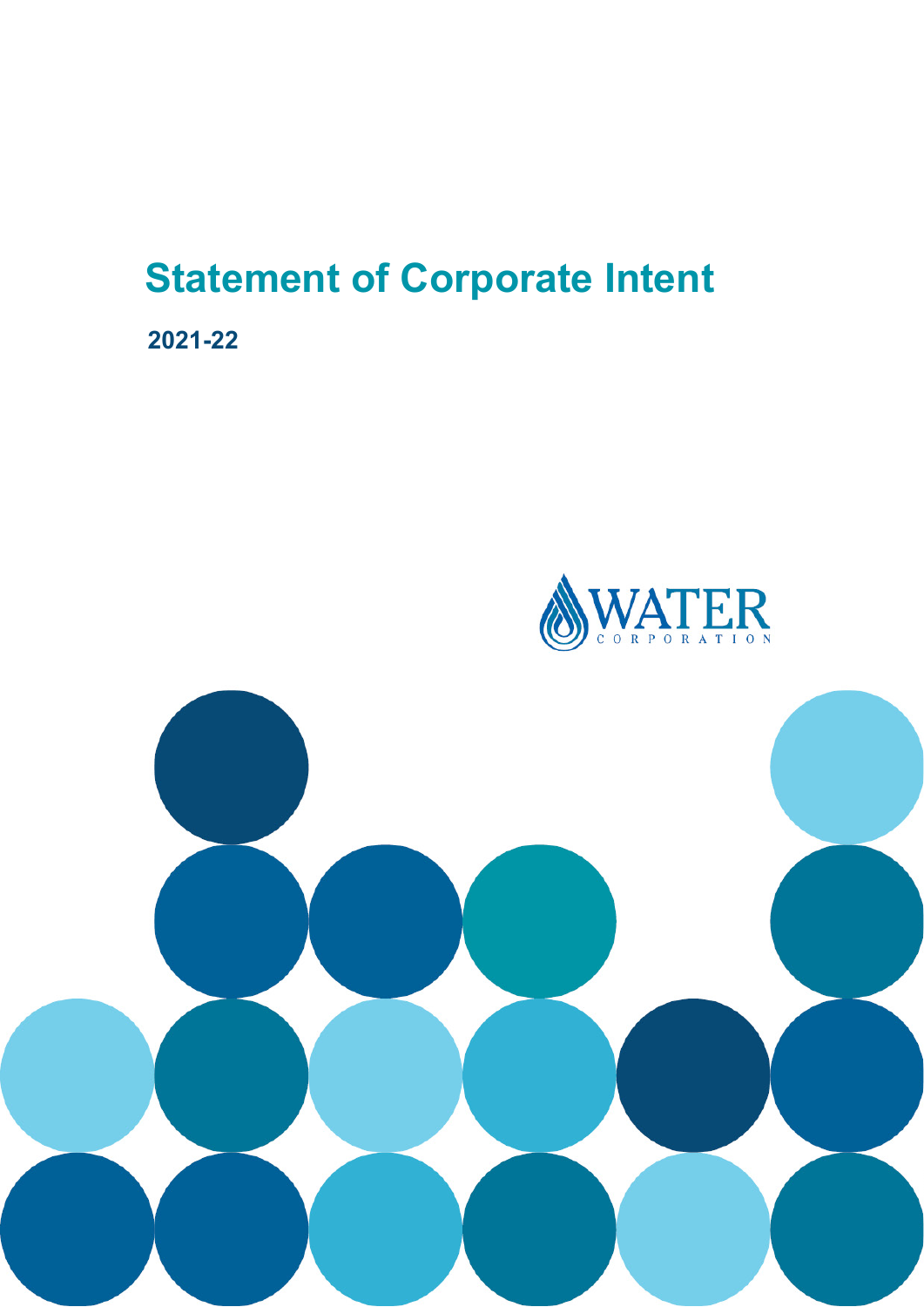# Statement of Corporate Intent

**2021-22**

WATER CORPORATION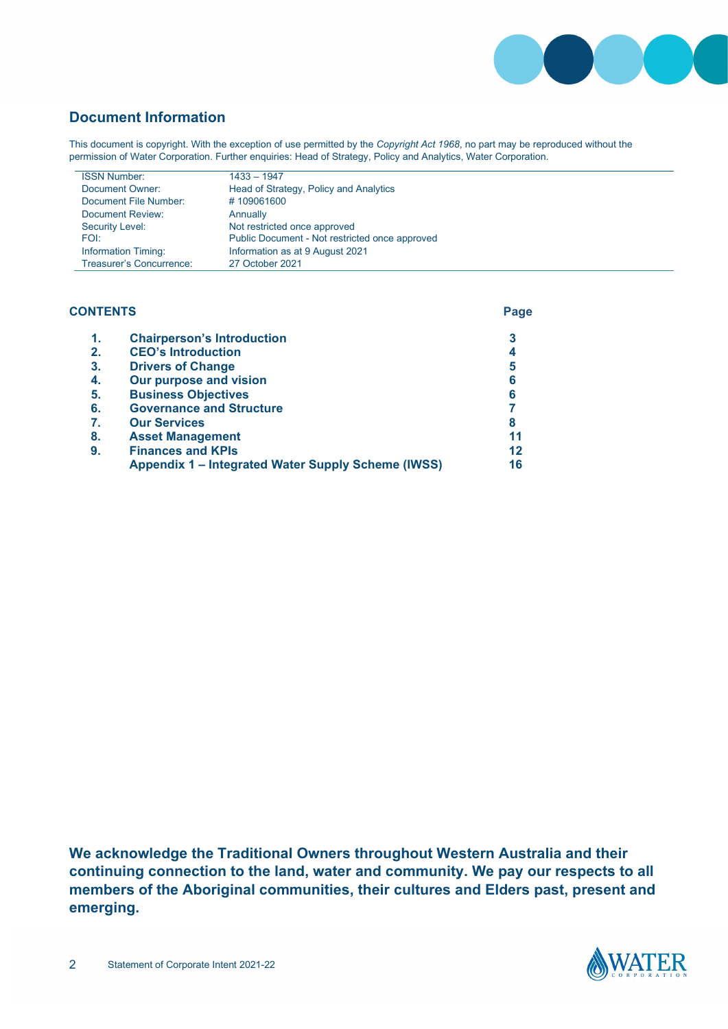## Document Information

This document is copyright. With the exception of use permitted by the *Copyright Act 1968*, no part may be reproduced without the permission of Water Corporation. Further enquiries: Head of Strategy, Policy and Analytics, Water Corporation.

| | |
|---|---|
| ISSN Number: | 1433 – 1947 |
| Document Owner: | Head of Strategy, Policy and Analytics |
| Document File Number: | # 109061600 |
| Document Review: | Annually |
| Security Level: | Not restricted once approved |
| FOI: | Public Document - Not restricted once approved |
| Information Timing: | Information as at 9 August 2021 |
| Treasurer's Concurrence: | 27 October 2021 |

**CONTENTS**

| | | Page |
|---|---|---|
| 1. | Chairperson's Introduction | 3 |
| 2. | CEO's Introduction | 4 |
| 3. | Drivers of Change | 5 |
| 4. | Our purpose and vision | 6 |
| 5. | Business Objectives | 6 |
| 6. | Governance and Structure | 7 |
| 7. | Our Services | 8 |
| 8. | Asset Management | 11 |
| 9. | Finances and KPIs | 12 |
| | Appendix 1 – Integrated Water Supply Scheme (IWSS) | 16 |

**We acknowledge the Traditional Owners throughout Western Australia and their continuing connection to the land, water and community. We pay our respects to all members of the Aboriginal communities, their cultures and Elders past, present and emerging.**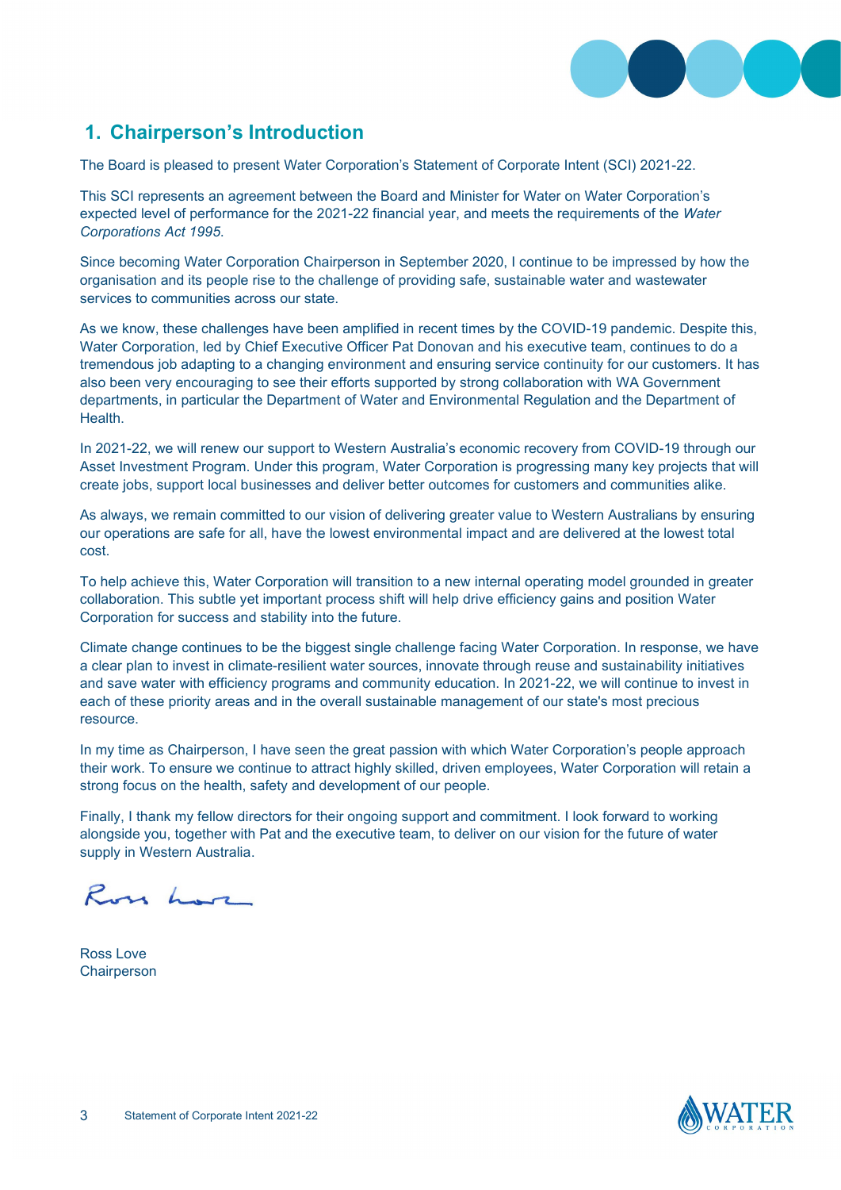# 1. Chairperson's Introduction

The Board is pleased to present Water Corporation's Statement of Corporate Intent (SCI) 2021-22.

This SCI represents an agreement between the Board and Minister for Water on Water Corporation's expected level of performance for the 2021-22 financial year, and meets the requirements of the *Water Corporations Act 1995*.

Since becoming Water Corporation Chairperson in September 2020, I continue to be impressed by how the organisation and its people rise to the challenge of providing safe, sustainable water and wastewater services to communities across our state.

As we know, these challenges have been amplified in recent times by the COVID-19 pandemic. Despite this, Water Corporation, led by Chief Executive Officer Pat Donovan and his executive team, continues to do a tremendous job adapting to a changing environment and ensuring service continuity for our customers. It has also been very encouraging to see their efforts supported by strong collaboration with WA Government departments, in particular the Department of Water and Environmental Regulation and the Department of Health.

In 2021-22, we will renew our support to Western Australia's economic recovery from COVID-19 through our Asset Investment Program. Under this program, Water Corporation is progressing many key projects that will create jobs, support local businesses and deliver better outcomes for customers and communities alike.

As always, we remain committed to our vision of delivering greater value to Western Australians by ensuring our operations are safe for all, have the lowest environmental impact and are delivered at the lowest total cost.

To help achieve this, Water Corporation will transition to a new internal operating model grounded in greater collaboration. This subtle yet important process shift will help drive efficiency gains and position Water Corporation for success and stability into the future.

Climate change continues to be the biggest single challenge facing Water Corporation. In response, we have a clear plan to invest in climate-resilient water sources, innovate through reuse and sustainability initiatives and save water with efficiency programs and community education. In 2021-22, we will continue to invest in each of these priority areas and in the overall sustainable management of our state's most precious resource.

In my time as Chairperson, I have seen the great passion with which Water Corporation's people approach their work. To ensure we continue to attract highly skilled, driven employees, Water Corporation will retain a strong focus on the health, safety and development of our people.

Finally, I thank my fellow directors for their ongoing support and commitment. I look forward to working alongside you, together with Pat and the executive team, to deliver on our vision for the future of water supply in Western Australia.

Ross Love
Chairperson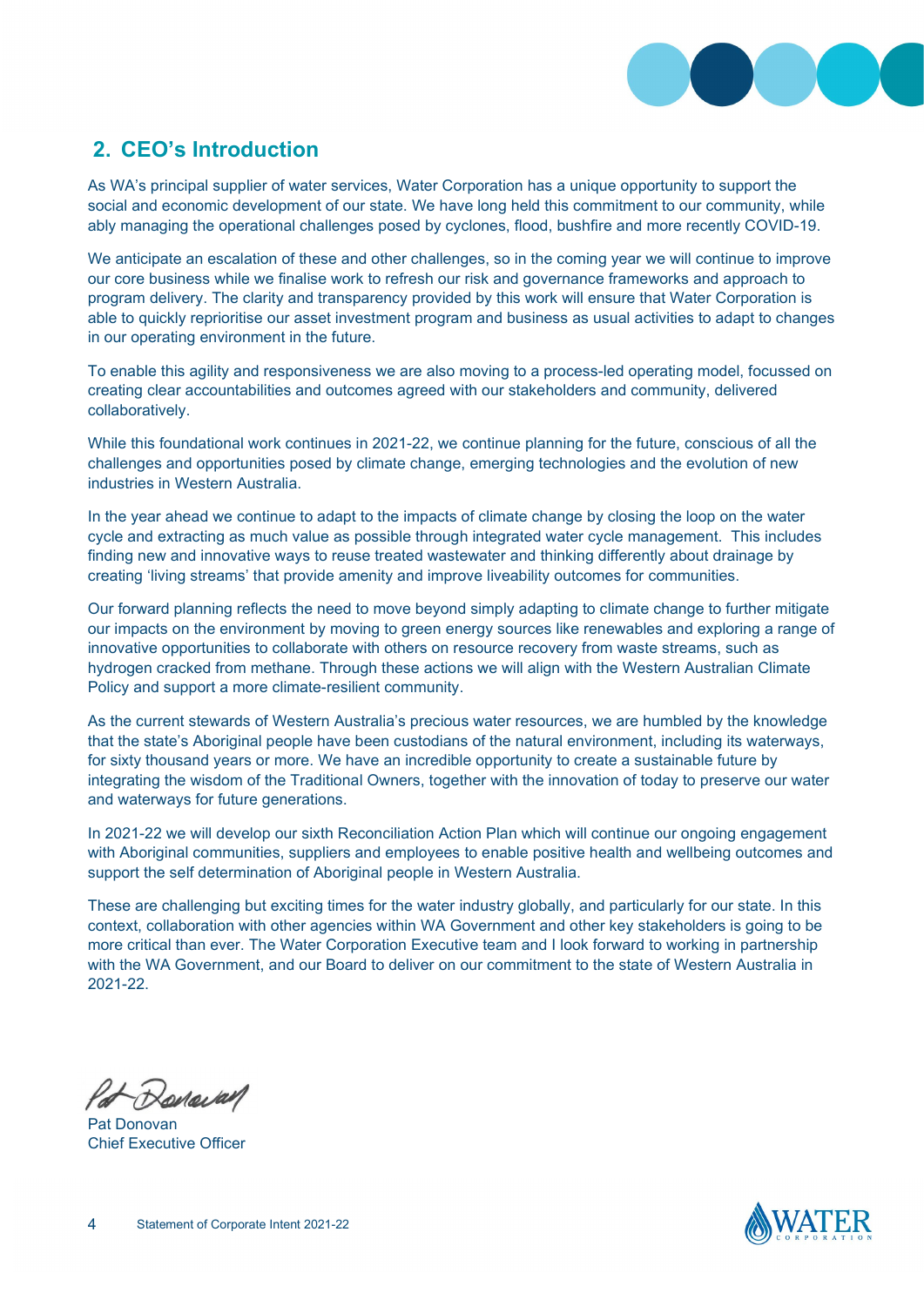## 2. CEO's Introduction

As WA's principal supplier of water services, Water Corporation has a unique opportunity to support the social and economic development of our state. We have long held this commitment to our community, while ably managing the operational challenges posed by cyclones, flood, bushfire and more recently COVID-19.

We anticipate an escalation of these and other challenges, so in the coming year we will continue to improve our core business while we finalise work to refresh our risk and governance frameworks and approach to program delivery. The clarity and transparency provided by this work will ensure that Water Corporation is able to quickly reprioritise our asset investment program and business as usual activities to adapt to changes in our operating environment in the future.

To enable this agility and responsiveness we are also moving to a process-led operating model, focussed on creating clear accountabilities and outcomes agreed with our stakeholders and community, delivered collaboratively.

While this foundational work continues in 2021-22, we continue planning for the future, conscious of all the challenges and opportunities posed by climate change, emerging technologies and the evolution of new industries in Western Australia.

In the year ahead we continue to adapt to the impacts of climate change by closing the loop on the water cycle and extracting as much value as possible through integrated water cycle management. This includes finding new and innovative ways to reuse treated wastewater and thinking differently about drainage by creating 'living streams' that provide amenity and improve liveability outcomes for communities.

Our forward planning reflects the need to move beyond simply adapting to climate change to further mitigate our impacts on the environment by moving to green energy sources like renewables and exploring a range of innovative opportunities to collaborate with others on resource recovery from waste streams, such as hydrogen cracked from methane. Through these actions we will align with the Western Australian Climate Policy and support a more climate-resilient community.

As the current stewards of Western Australia's precious water resources, we are humbled by the knowledge that the state's Aboriginal people have been custodians of the natural environment, including its waterways, for sixty thousand years or more. We have an incredible opportunity to create a sustainable future by integrating the wisdom of the Traditional Owners, together with the innovation of today to preserve our water and waterways for future generations.

In 2021-22 we will develop our sixth Reconciliation Action Plan which will continue our ongoing engagement with Aboriginal communities, suppliers and employees to enable positive health and wellbeing outcomes and support the self determination of Aboriginal people in Western Australia.

These are challenging but exciting times for the water industry globally, and particularly for our state. In this context, collaboration with other agencies within WA Government and other key stakeholders is going to be more critical than ever. The Water Corporation Executive team and I look forward to working in partnership with the WA Government, and our Board to deliver on our commitment to the state of Western Australia in 2021-22.

Pat Donovan
Chief Executive Officer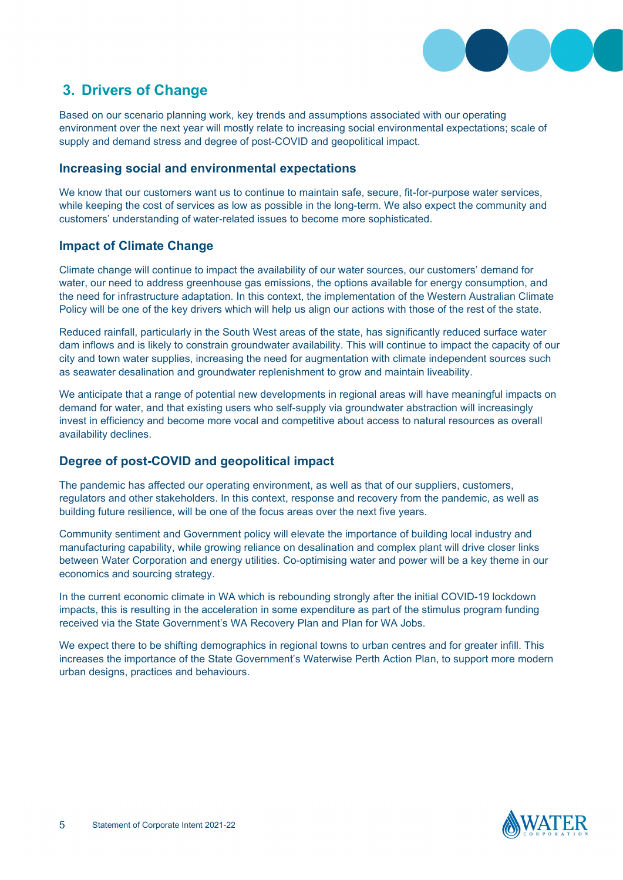## 3. Drivers of Change

Based on our scenario planning work, key trends and assumptions associated with our operating environment over the next year will mostly relate to increasing social environmental expectations; scale of supply and demand stress and degree of post-COVID and geopolitical impact.

### Increasing social and environmental expectations

We know that our customers want us to continue to maintain safe, secure, fit-for-purpose water services, while keeping the cost of services as low as possible in the long-term. We also expect the community and customers' understanding of water-related issues to become more sophisticated.

### Impact of Climate Change

Climate change will continue to impact the availability of our water sources, our customers' demand for water, our need to address greenhouse gas emissions, the options available for energy consumption, and the need for infrastructure adaptation. In this context, the implementation of the Western Australian Climate Policy will be one of the key drivers which will help us align our actions with those of the rest of the state.

Reduced rainfall, particularly in the South West areas of the state, has significantly reduced surface water dam inflows and is likely to constrain groundwater availability. This will continue to impact the capacity of our city and town water supplies, increasing the need for augmentation with climate independent sources such as seawater desalination and groundwater replenishment to grow and maintain liveability.

We anticipate that a range of potential new developments in regional areas will have meaningful impacts on demand for water, and that existing users who self-supply via groundwater abstraction will increasingly invest in efficiency and become more vocal and competitive about access to natural resources as overall availability declines.

### Degree of post-COVID and geopolitical impact

The pandemic has affected our operating environment, as well as that of our suppliers, customers, regulators and other stakeholders. In this context, response and recovery from the pandemic, as well as building future resilience, will be one of the focus areas over the next five years.

Community sentiment and Government policy will elevate the importance of building local industry and manufacturing capability, while growing reliance on desalination and complex plant will drive closer links between Water Corporation and energy utilities. Co-optimising water and power will be a key theme in our economics and sourcing strategy.

In the current economic climate in WA which is rebounding strongly after the initial COVID-19 lockdown impacts, this is resulting in the acceleration in some expenditure as part of the stimulus program funding received via the State Government's WA Recovery Plan and Plan for WA Jobs.

We expect there to be shifting demographics in regional towns to urban centres and for greater infill. This increases the importance of the State Government's Waterwise Perth Action Plan, to support more modern urban designs, practices and behaviours.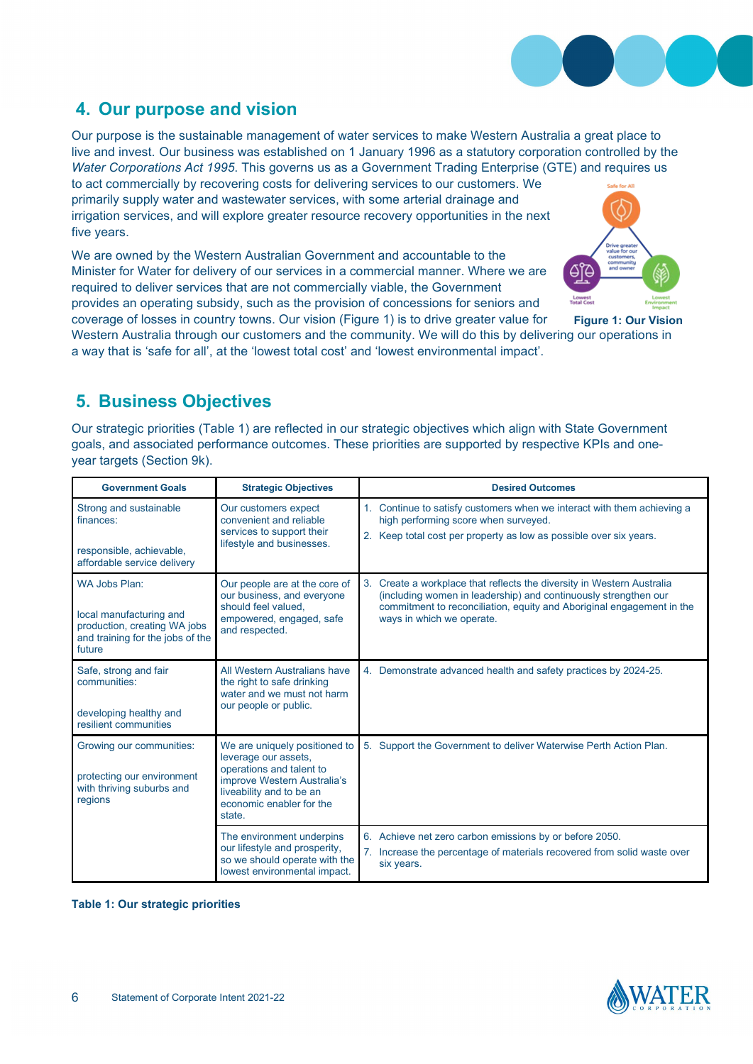## 4. Our purpose and vision

Our purpose is the sustainable management of water services to make Western Australia a great place to live and invest. Our business was established on 1 January 1996 as a statutory corporation controlled by the *Water Corporations Act 1995*. This governs us as a Government Trading Enterprise (GTE) and requires us to act commercially by recovering costs for delivering services to our customers. We primarily supply water and wastewater services, with some arterial drainage and irrigation services, and will explore greater resource recovery opportunities in the next five years.

We are owned by the Western Australian Government and accountable to the Minister for Water for delivery of our services in a commercial manner. Where we are required to deliver services that are not commercially viable, the Government provides an operating subsidy, such as the provision of concessions for seniors and coverage of losses in country towns. Our vision (Figure 1) is to drive greater value for Western Australia through our customers and the community. We will do this by delivering our operations in a way that is 'safe for all', at the 'lowest total cost' and 'lowest environmental impact'.

Safe for All

Drive greater value for our customers, community and owner

Lowest Total Cost

Lowest Environment Impact

**Figure 1: Our Vision**

## 5. Business Objectives

Our strategic priorities (Table 1) are reflected in our strategic objectives which align with State Government goals, and associated performance outcomes. These priorities are supported by respective KPIs and one-year targets (Section 9k).

| Government Goals | Strategic Objectives | Desired Outcomes |
|---|---|---|
| Strong and sustainable finances: responsible, achievable, affordable service delivery | Our customers expect convenient and reliable services to support their lifestyle and businesses. | 1. Continue to satisfy customers when we interact with them achieving a high performing score when surveyed.<br>2. Keep total cost per property as low as possible over six years. |
| WA Jobs Plan: local manufacturing and production, creating WA jobs and training for the jobs of the future | Our people are at the core of our business, and everyone should feel valued, empowered, engaged, safe and respected. | 3. Create a workplace that reflects the diversity in Western Australia (including women in leadership) and continuously strengthen our commitment to reconciliation, equity and Aboriginal engagement in the ways in which we operate. |
| Safe, strong and fair communities: developing healthy and resilient communities | All Western Australians have the right to safe drinking water and we must not harm our people or public. | 4. Demonstrate advanced health and safety practices by 2024-25. |
| Growing our communities: protecting our environment with thriving suburbs and regions | We are uniquely positioned to leverage our assets, operations and talent to improve Western Australia's liveability and to be an economic enabler for the state. | 5. Support the Government to deliver Waterwise Perth Action Plan. |
| | The environment underpins our lifestyle and prosperity, so we should operate with the lowest environmental impact. | 6. Achieve net zero carbon emissions by or before 2050.<br>7. Increase the percentage of materials recovered from solid waste over six years. |

**Table 1: Our strategic priorities**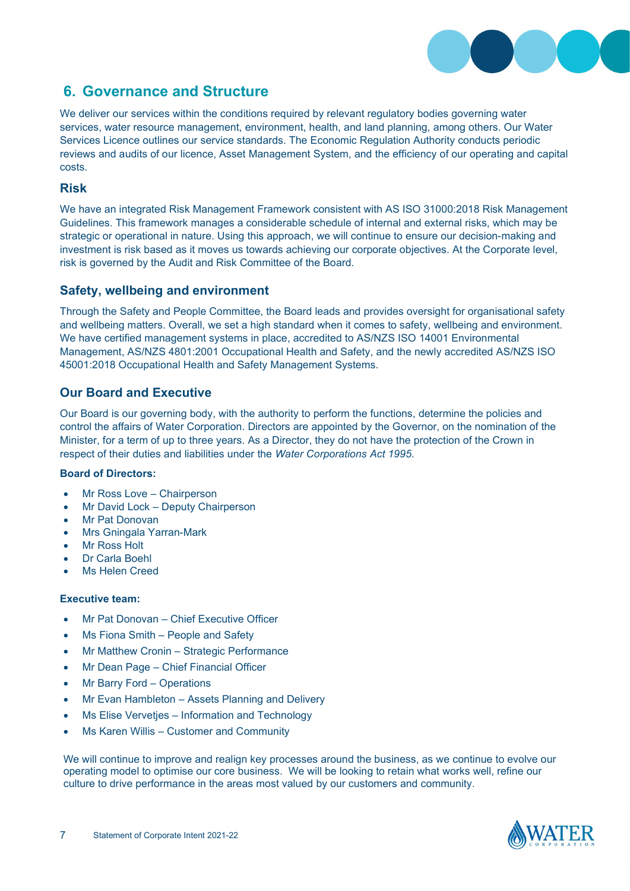## 6. Governance and Structure

We deliver our services within the conditions required by relevant regulatory bodies governing water services, water resource management, environment, health, and land planning, among others. Our Water Services Licence outlines our service standards. The Economic Regulation Authority conducts periodic reviews and audits of our licence, Asset Management System, and the efficiency of our operating and capital costs.

### Risk

We have an integrated Risk Management Framework consistent with AS ISO 31000:2018 Risk Management Guidelines. This framework manages a considerable schedule of internal and external risks, which may be strategic or operational in nature. Using this approach, we will continue to ensure our decision-making and investment is risk based as it moves us towards achieving our corporate objectives. At the Corporate level, risk is governed by the Audit and Risk Committee of the Board.

### Safety, wellbeing and environment

Through the Safety and People Committee, the Board leads and provides oversight for organisational safety and wellbeing matters. Overall, we set a high standard when it comes to safety, wellbeing and environment. We have certified management systems in place, accredited to AS/NZS ISO 14001 Environmental Management, AS/NZS 4801:2001 Occupational Health and Safety, and the newly accredited AS/NZS ISO 45001:2018 Occupational Health and Safety Management Systems.

### Our Board and Executive

Our Board is our governing body, with the authority to perform the functions, determine the policies and control the affairs of Water Corporation. Directors are appointed by the Governor, on the nomination of the Minister, for a term of up to three years. As a Director, they do not have the protection of the Crown in respect of their duties and liabilities under the *Water Corporations Act 1995*.

**Board of Directors:**

- Mr Ross Love – Chairperson
- Mr David Lock – Deputy Chairperson
- Mr Pat Donovan
- Mrs Gningala Yarran-Mark
- Mr Ross Holt
- Dr Carla Boehl
- Ms Helen Creed

**Executive team:**

- Mr Pat Donovan – Chief Executive Officer
- Ms Fiona Smith – People and Safety
- Mr Matthew Cronin – Strategic Performance
- Mr Dean Page – Chief Financial Officer
- Mr Barry Ford – Operations
- Mr Evan Hambleton – Assets Planning and Delivery
- Ms Elise Vervetjes – Information and Technology
- Ms Karen Willis – Customer and Community

We will continue to improve and realign key processes around the business, as we continue to evolve our operating model to optimise our core business. We will be looking to retain what works well, refine our culture to drive performance in the areas most valued by our customers and community.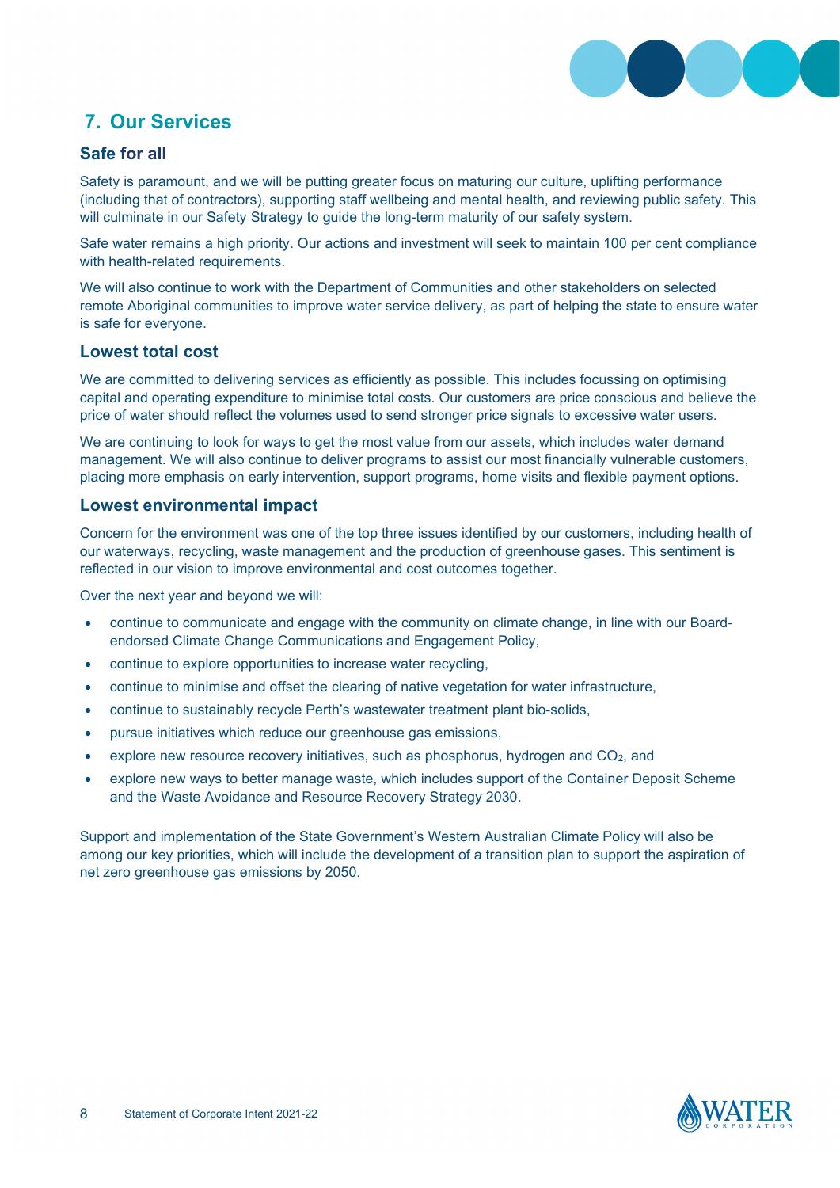## 7. Our Services

### Safe for all

Safety is paramount, and we will be putting greater focus on maturing our culture, uplifting performance (including that of contractors), supporting staff wellbeing and mental health, and reviewing public safety. This will culminate in our Safety Strategy to guide the long-term maturity of our safety system.

Safe water remains a high priority. Our actions and investment will seek to maintain 100 per cent compliance with health-related requirements.

We will also continue to work with the Department of Communities and other stakeholders on selected remote Aboriginal communities to improve water service delivery, as part of helping the state to ensure water is safe for everyone.

### Lowest total cost

We are committed to delivering services as efficiently as possible. This includes focussing on optimising capital and operating expenditure to minimise total costs. Our customers are price conscious and believe the price of water should reflect the volumes used to send stronger price signals to excessive water users.

We are continuing to look for ways to get the most value from our assets, which includes water demand management. We will also continue to deliver programs to assist our most financially vulnerable customers, placing more emphasis on early intervention, support programs, home visits and flexible payment options.

### Lowest environmental impact

Concern for the environment was one of the top three issues identified by our customers, including health of our waterways, recycling, waste management and the production of greenhouse gases. This sentiment is reflected in our vision to improve environmental and cost outcomes together.

Over the next year and beyond we will:

- continue to communicate and engage with the community on climate change, in line with our Board-endorsed Climate Change Communications and Engagement Policy,
- continue to explore opportunities to increase water recycling,
- continue to minimise and offset the clearing of native vegetation for water infrastructure,
- continue to sustainably recycle Perth's wastewater treatment plant bio-solids,
- pursue initiatives which reduce our greenhouse gas emissions,
- explore new resource recovery initiatives, such as phosphorus, hydrogen and $CO_2$, and
- explore new ways to better manage waste, which includes support of the Container Deposit Scheme and the Waste Avoidance and Resource Recovery Strategy 2030.

Support and implementation of the State Government's Western Australian Climate Policy will also be among our key priorities, which will include the development of a transition plan to support the aspiration of net zero greenhouse gas emissions by 2050.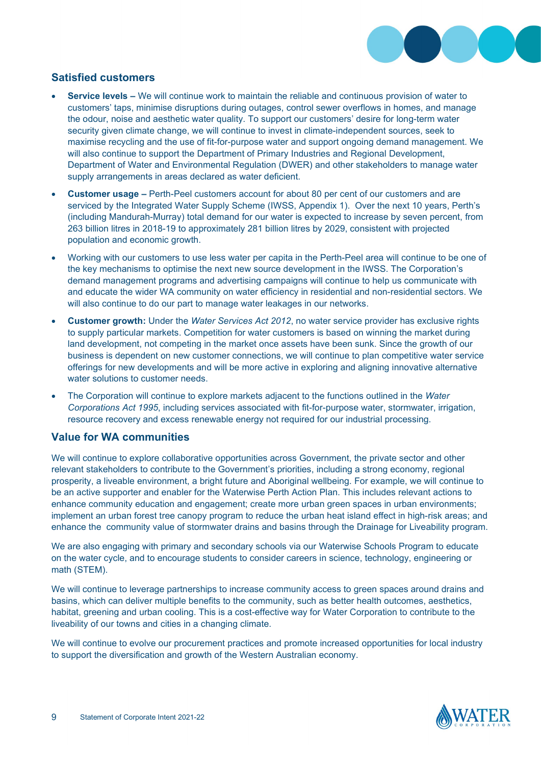## Satisfied customers

- **Service levels –** We will continue work to maintain the reliable and continuous provision of water to customers' taps, minimise disruptions during outages, control sewer overflows in homes, and manage the odour, noise and aesthetic water quality. To support our customers' desire for long-term water security given climate change, we will continue to invest in climate-independent sources, seek to maximise recycling and the use of fit-for-purpose water and support ongoing demand management. We will also continue to support the Department of Primary Industries and Regional Development, Department of Water and Environmental Regulation (DWER) and other stakeholders to manage water supply arrangements in areas declared as water deficient.
- **Customer usage –** Perth-Peel customers account for about 80 per cent of our customers and are serviced by the Integrated Water Supply Scheme (IWSS, Appendix 1). Over the next 10 years, Perth's (including Mandurah-Murray) total demand for our water is expected to increase by seven percent, from 263 billion litres in 2018-19 to approximately 281 billion litres by 2029, consistent with projected population and economic growth.
- Working with our customers to use less water per capita in the Perth-Peel area will continue to be one of the key mechanisms to optimise the next new source development in the IWSS. The Corporation's demand management programs and advertising campaigns will continue to help us communicate with and educate the wider WA community on water efficiency in residential and non-residential sectors. We will also continue to do our part to manage water leakages in our networks.
- **Customer growth:** Under the *Water Services Act 2012*, no water service provider has exclusive rights to supply particular markets. Competition for water customers is based on winning the market during land development, not competing in the market once assets have been sunk. Since the growth of our business is dependent on new customer connections, we will continue to plan competitive water service offerings for new developments and will be more active in exploring and aligning innovative alternative water solutions to customer needs.
- The Corporation will continue to explore markets adjacent to the functions outlined in the *Water Corporations Act 1995*, including services associated with fit-for-purpose water, stormwater, irrigation, resource recovery and excess renewable energy not required for our industrial processing.

## Value for WA communities

We will continue to explore collaborative opportunities across Government, the private sector and other relevant stakeholders to contribute to the Government's priorities, including a strong economy, regional prosperity, a liveable environment, a bright future and Aboriginal wellbeing. For example, we will continue to be an active supporter and enabler for the Waterwise Perth Action Plan. This includes relevant actions to enhance community education and engagement; create more urban green spaces in urban environments; implement an urban forest tree canopy program to reduce the urban heat island effect in high-risk areas; and enhance the community value of stormwater drains and basins through the Drainage for Liveability program.

We are also engaging with primary and secondary schools via our Waterwise Schools Program to educate on the water cycle, and to encourage students to consider careers in science, technology, engineering or math (STEM).

We will continue to leverage partnerships to increase community access to green spaces around drains and basins, which can deliver multiple benefits to the community, such as better health outcomes, aesthetics, habitat, greening and urban cooling. This is a cost-effective way for Water Corporation to contribute to the liveability of our towns and cities in a changing climate.

We will continue to evolve our procurement practices and promote increased opportunities for local industry to support the diversification and growth of the Western Australian economy.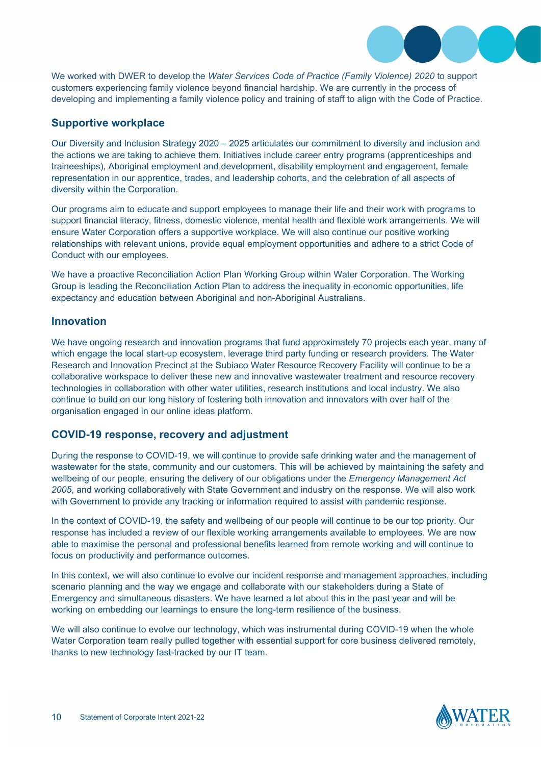We worked with DWER to develop the *Water Services Code of Practice (Family Violence) 2020* to support customers experiencing family violence beyond financial hardship. We are currently in the process of developing and implementing a family violence policy and training of staff to align with the Code of Practice.

## Supportive workplace

Our Diversity and Inclusion Strategy 2020 – 2025 articulates our commitment to diversity and inclusion and the actions we are taking to achieve them. Initiatives include career entry programs (apprenticeships and traineeships), Aboriginal employment and development, disability employment and engagement, female representation in our apprentice, trades, and leadership cohorts, and the celebration of all aspects of diversity within the Corporation.

Our programs aim to educate and support employees to manage their life and their work with programs to support financial literacy, fitness, domestic violence, mental health and flexible work arrangements. We will ensure Water Corporation offers a supportive workplace. We will also continue our positive working relationships with relevant unions, provide equal employment opportunities and adhere to a strict Code of Conduct with our employees.

We have a proactive Reconciliation Action Plan Working Group within Water Corporation. The Working Group is leading the Reconciliation Action Plan to address the inequality in economic opportunities, life expectancy and education between Aboriginal and non-Aboriginal Australians.

## Innovation

We have ongoing research and innovation programs that fund approximately 70 projects each year, many of which engage the local start-up ecosystem, leverage third party funding or research providers. The Water Research and Innovation Precinct at the Subiaco Water Resource Recovery Facility will continue to be a collaborative workspace to deliver these new and innovative wastewater treatment and resource recovery technologies in collaboration with other water utilities, research institutions and local industry. We also continue to build on our long history of fostering both innovation and innovators with over half of the organisation engaged in our online ideas platform.

## COVID-19 response, recovery and adjustment

During the response to COVID-19, we will continue to provide safe drinking water and the management of wastewater for the state, community and our customers. This will be achieved by maintaining the safety and wellbeing of our people, ensuring the delivery of our obligations under the *Emergency Management Act 2005*, and working collaboratively with State Government and industry on the response. We will also work with Government to provide any tracking or information required to assist with pandemic response.

In the context of COVID-19, the safety and wellbeing of our people will continue to be our top priority. Our response has included a review of our flexible working arrangements available to employees. We are now able to maximise the personal and professional benefits learned from remote working and will continue to focus on productivity and performance outcomes.

In this context, we will also continue to evolve our incident response and management approaches, including scenario planning and the way we engage and collaborate with our stakeholders during a State of Emergency and simultaneous disasters. We have learned a lot about this in the past year and will be working on embedding our learnings to ensure the long-term resilience of the business.

We will also continue to evolve our technology, which was instrumental during COVID-19 when the whole Water Corporation team really pulled together with essential support for core business delivered remotely, thanks to new technology fast-tracked by our IT team.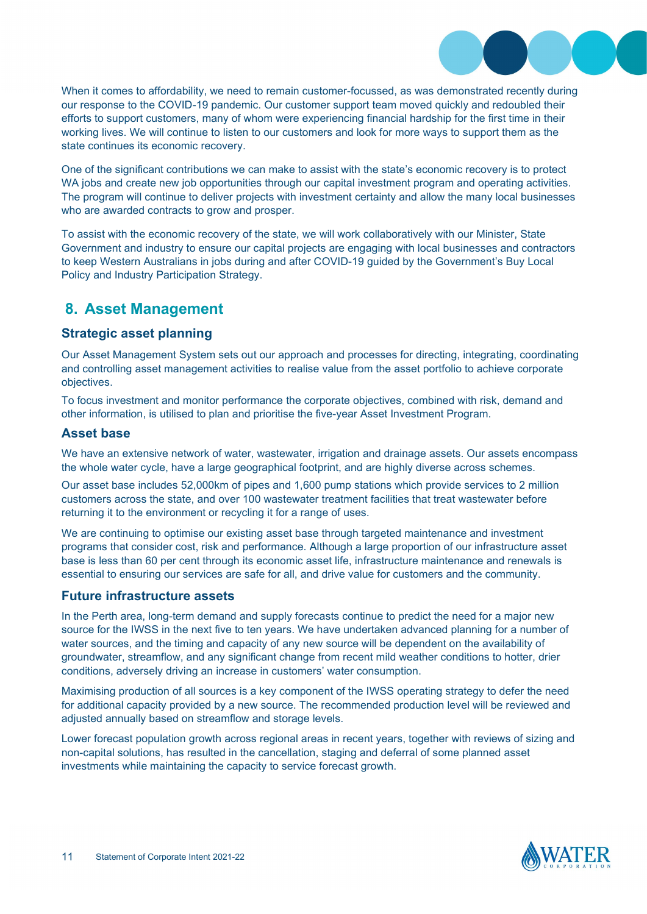When it comes to affordability, we need to remain customer-focussed, as was demonstrated recently during our response to the COVID-19 pandemic. Our customer support team moved quickly and redoubled their efforts to support customers, many of whom were experiencing financial hardship for the first time in their working lives. We will continue to listen to our customers and look for more ways to support them as the state continues its economic recovery.

One of the significant contributions we can make to assist with the state's economic recovery is to protect WA jobs and create new job opportunities through our capital investment program and operating activities. The program will continue to deliver projects with investment certainty and allow the many local businesses who are awarded contracts to grow and prosper.

To assist with the economic recovery of the state, we will work collaboratively with our Minister, State Government and industry to ensure our capital projects are engaging with local businesses and contractors to keep Western Australians in jobs during and after COVID-19 guided by the Government's Buy Local Policy and Industry Participation Strategy.

## 8. Asset Management

### Strategic asset planning

Our Asset Management System sets out our approach and processes for directing, integrating, coordinating and controlling asset management activities to realise value from the asset portfolio to achieve corporate objectives.

To focus investment and monitor performance the corporate objectives, combined with risk, demand and other information, is utilised to plan and prioritise the five-year Asset Investment Program.

### Asset base

We have an extensive network of water, wastewater, irrigation and drainage assets. Our assets encompass the whole water cycle, have a large geographical footprint, and are highly diverse across schemes.

Our asset base includes 52,000km of pipes and 1,600 pump stations which provide services to 2 million customers across the state, and over 100 wastewater treatment facilities that treat wastewater before returning it to the environment or recycling it for a range of uses.

We are continuing to optimise our existing asset base through targeted maintenance and investment programs that consider cost, risk and performance. Although a large proportion of our infrastructure asset base is less than 60 per cent through its economic asset life, infrastructure maintenance and renewals is essential to ensuring our services are safe for all, and drive value for customers and the community.

### Future infrastructure assets

In the Perth area, long-term demand and supply forecasts continue to predict the need for a major new source for the IWSS in the next five to ten years. We have undertaken advanced planning for a number of water sources, and the timing and capacity of any new source will be dependent on the availability of groundwater, streamflow, and any significant change from recent mild weather conditions to hotter, drier conditions, adversely driving an increase in customers' water consumption.

Maximising production of all sources is a key component of the IWSS operating strategy to defer the need for additional capacity provided by a new source. The recommended production level will be reviewed and adjusted annually based on streamflow and storage levels.

Lower forecast population growth across regional areas in recent years, together with reviews of sizing and non-capital solutions, has resulted in the cancellation, staging and deferral of some planned asset investments while maintaining the capacity to service forecast growth.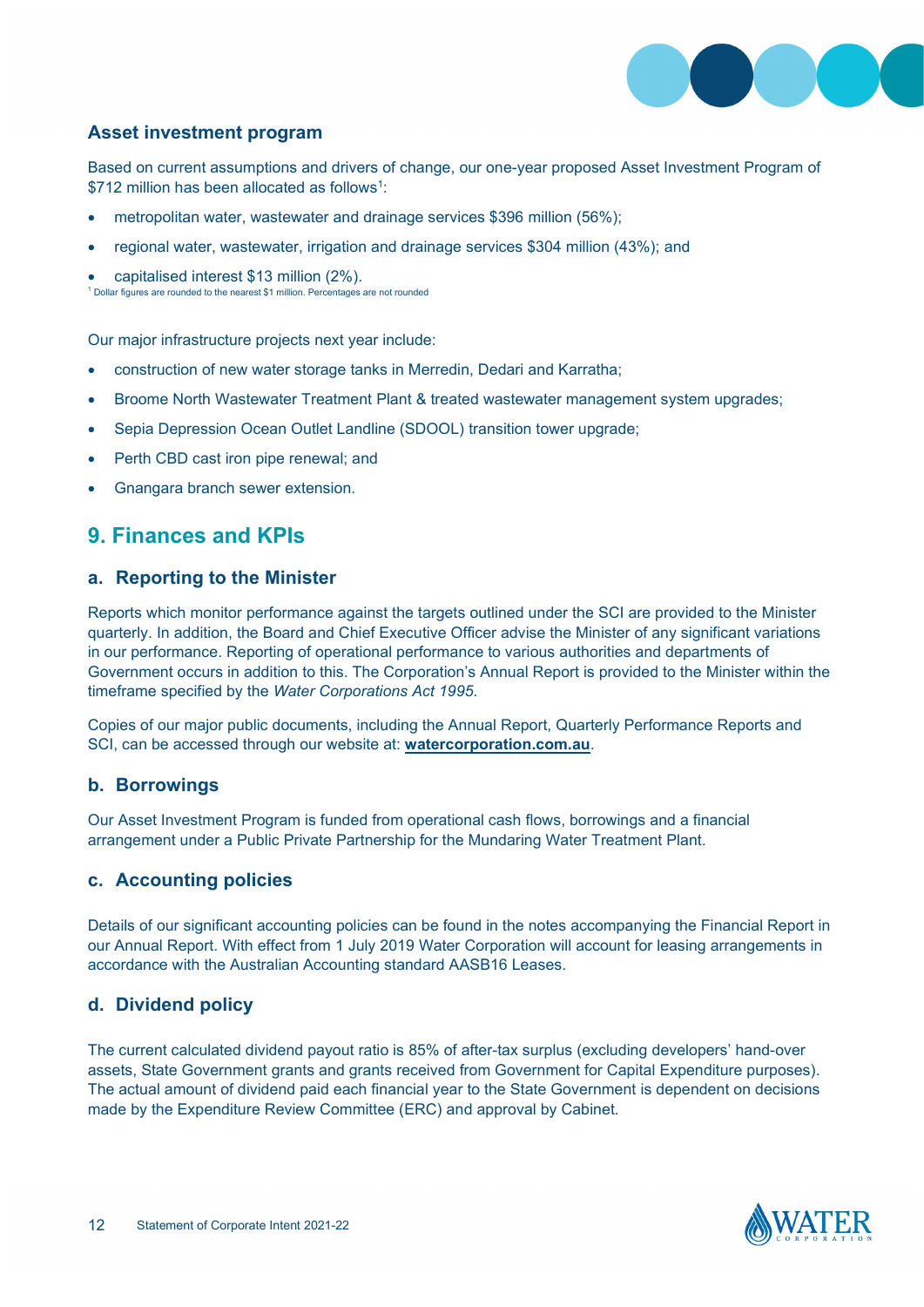### Asset investment program

Based on current assumptions and drivers of change, our one-year proposed Asset Investment Program of $712 million has been allocated as follows[1]:

- metropolitan water, wastewater and drainage services $396 million (56%);
- regional water, wastewater, irrigation and drainage services $304 million (43%); and
- capitalised interest $13 million (2%).

[1] Dollar figures are rounded to the nearest $1 million. Percentages are not rounded

Our major infrastructure projects next year include:

- construction of new water storage tanks in Merredin, Dedari and Karratha;
- Broome North Wastewater Treatment Plant & treated wastewater management system upgrades;
- Sepia Depression Ocean Outlet Landline (SDOOL) transition tower upgrade;
- Perth CBD cast iron pipe renewal; and
- Gnangara branch sewer extension.

## 9. Finances and KPIs

### a. Reporting to the Minister

Reports which monitor performance against the targets outlined under the SCI are provided to the Minister quarterly. In addition, the Board and Chief Executive Officer advise the Minister of any significant variations in our performance. Reporting of operational performance to various authorities and departments of Government occurs in addition to this. The Corporation's Annual Report is provided to the Minister within the timeframe specified by the *Water Corporations Act 1995*.

Copies of our major public documents, including the Annual Report, Quarterly Performance Reports and SCI, can be accessed through our website at: **watercorporation.com.au**.

### b. Borrowings

Our Asset Investment Program is funded from operational cash flows, borrowings and a financial arrangement under a Public Private Partnership for the Mundaring Water Treatment Plant.

### c. Accounting policies

Details of our significant accounting policies can be found in the notes accompanying the Financial Report in our Annual Report. With effect from 1 July 2019 Water Corporation will account for leasing arrangements in accordance with the Australian Accounting standard AASB16 Leases.

### d. Dividend policy

The current calculated dividend payout ratio is 85% of after-tax surplus (excluding developers' hand-over assets, State Government grants and grants received from Government for Capital Expenditure purposes). The actual amount of dividend paid each financial year to the State Government is dependent on decisions made by the Expenditure Review Committee (ERC) and approval by Cabinet.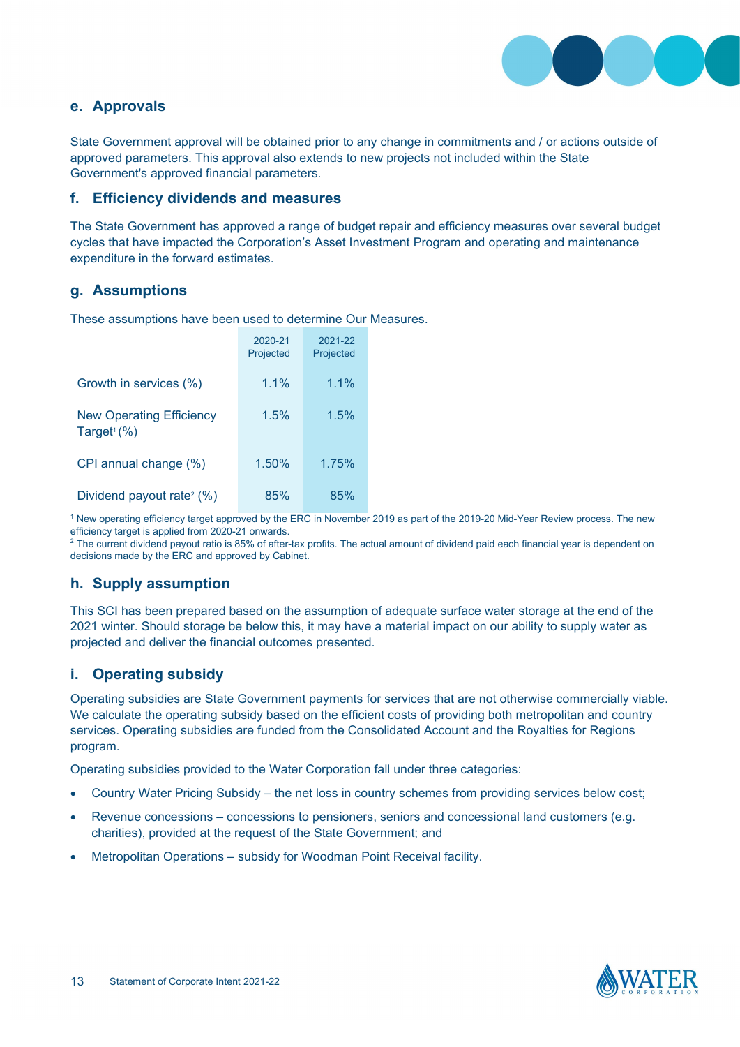## e. Approvals

State Government approval will be obtained prior to any change in commitments and / or actions outside of approved parameters. This approval also extends to new projects not included within the State Government's approved financial parameters.

## f. Efficiency dividends and measures

The State Government has approved a range of budget repair and efficiency measures over several budget cycles that have impacted the Corporation's Asset Investment Program and operating and maintenance expenditure in the forward estimates.

## g. Assumptions

These assumptions have been used to determine Our Measures.

| | 2020-21 Projected | 2021-22 Projected |
|---|---|---|
| Growth in services (%) | 1.1% | 1.1% |
| New Operating Efficiency Target[1] (%) | 1.5% | 1.5% |
| CPI annual change (%) | 1.50% | 1.75% |
| Dividend payout rate[2] (%) | 85% | 85% |

[1] New operating efficiency target approved by the ERC in November 2019 as part of the 2019-20 Mid-Year Review process. The new efficiency target is applied from 2020-21 onwards.

[2] The current dividend payout ratio is 85% of after-tax profits. The actual amount of dividend paid each financial year is dependent on decisions made by the ERC and approved by Cabinet.

## h. Supply assumption

This SCI has been prepared based on the assumption of adequate surface water storage at the end of the 2021 winter. Should storage be below this, it may have a material impact on our ability to supply water as projected and deliver the financial outcomes presented.

## i. Operating subsidy

Operating subsidies are State Government payments for services that are not otherwise commercially viable. We calculate the operating subsidy based on the efficient costs of providing both metropolitan and country services. Operating subsidies are funded from the Consolidated Account and the Royalties for Regions program.

Operating subsidies provided to the Water Corporation fall under three categories:

- Country Water Pricing Subsidy – the net loss in country schemes from providing services below cost;
- Revenue concessions – concessions to pensioners, seniors and concessional land customers (e.g. charities), provided at the request of the State Government; and
- Metropolitan Operations – subsidy for Woodman Point Receival facility.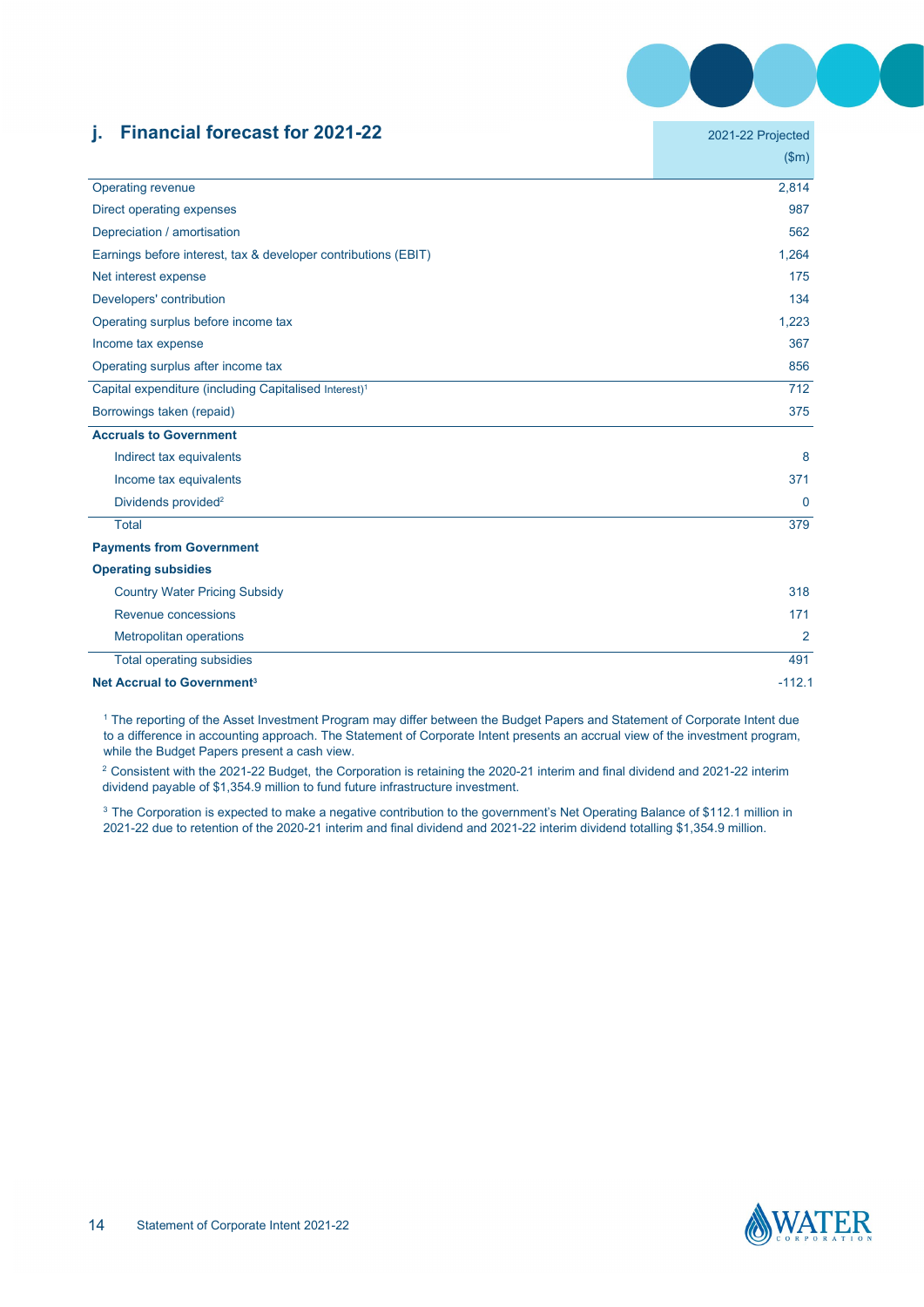## j. Financial forecast for 2021-22

| | 2021-22 Projected ($m) |
|---|---|
| Operating revenue | 2,814 |
| Direct operating expenses | 987 |
| Depreciation / amortisation | 562 |
| Earnings before interest, tax & developer contributions (EBIT) | 1,264 |
| Net interest expense | 175 |
| Developers' contribution | 134 |
| Operating surplus before income tax | 1,223 |
| Income tax expense | 367 |
| Operating surplus after income tax | 856 |
| Capital expenditure (including Capitalised Interest)[1] | 712 |
| Borrowings taken (repaid) | 375 |
| **Accruals to Government** | |
| Indirect tax equivalents | 8 |
| Income tax equivalents | 371 |
| Dividends provided[2] | 0 |
| Total | 379 |
| **Payments from Government** | |
| **Operating subsidies** | |
| Country Water Pricing Subsidy | 318 |
| Revenue concessions | 171 |
| Metropolitan operations | 2 |
| Total operating subsidies | 491 |
| **Net Accrual to Government[3]** | -112.1 |

[1] The reporting of the Asset Investment Program may differ between the Budget Papers and Statement of Corporate Intent due to a difference in accounting approach. The Statement of Corporate Intent presents an accrual view of the investment program, while the Budget Papers present a cash view.

[2] Consistent with the 2021-22 Budget, the Corporation is retaining the 2020-21 interim and final dividend and 2021-22 interim dividend payable of $1,354.9 million to fund future infrastructure investment.

[3] The Corporation is expected to make a negative contribution to the government's Net Operating Balance of $112.1 million in 2021-22 due to retention of the 2020-21 interim and final dividend and 2021-22 interim dividend totalling $1,354.9 million.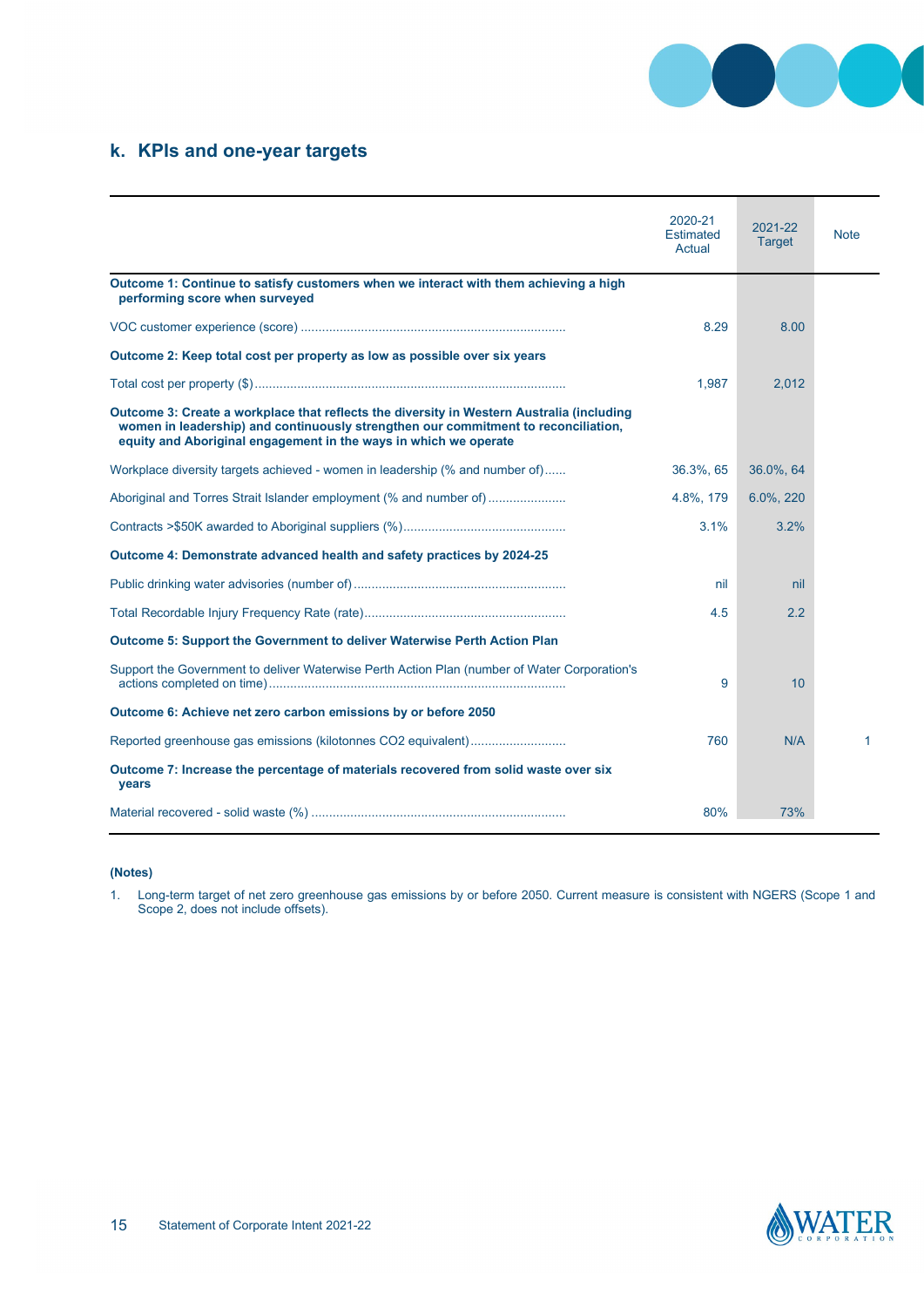## k. KPIs and one-year targets

| | 2020-21 Estimated Actual | 2021-22 Target | Note |
|---|---|---|---|
| **Outcome 1: Continue to satisfy customers when we interact with them achieving a high performing score when surveyed** | | | |
| VOC customer experience (score) | 8.29 | 8.00 | |
| **Outcome 2: Keep total cost per property as low as possible over six years** | | | |
| Total cost per property ($) | 1,987 | 2,012 | |
| **Outcome 3: Create a workplace that reflects the diversity in Western Australia (including women in leadership) and continuously strengthen our commitment to reconciliation, equity and Aboriginal engagement in the ways in which we operate** | | | |
| Workplace diversity targets achieved - women in leadership (% and number of) | 36.3%, 65 | 36.0%, 64 | |
| Aboriginal and Torres Strait Islander employment (% and number of) | 4.8%, 179 | 6.0%, 220 | |
| Contracts >$50K awarded to Aboriginal suppliers (%) | 3.1% | 3.2% | |
| **Outcome 4: Demonstrate advanced health and safety practices by 2024-25** | | | |
| Public drinking water advisories (number of) | nil | nil | |
| Total Recordable Injury Frequency Rate (rate) | 4.5 | 2.2 | |
| **Outcome 5: Support the Government to deliver Waterwise Perth Action Plan** | | | |
| Support the Government to deliver Waterwise Perth Action Plan (number of Water Corporation's actions completed on time) | 9 | 10 | |
| **Outcome 6: Achieve net zero carbon emissions by or before 2050** | | | |
| Reported greenhouse gas emissions (kilotonnes CO2 equivalent) | 760 | N/A | 1 |
| **Outcome 7: Increase the percentage of materials recovered from solid waste over six years** | | | |
| Material recovered - solid waste (%) | 80% | 73% | |

**(Notes)**

1. Long-term target of net zero greenhouse gas emissions by or before 2050. Current measure is consistent with NGERS (Scope 1 and Scope 2, does not include offsets).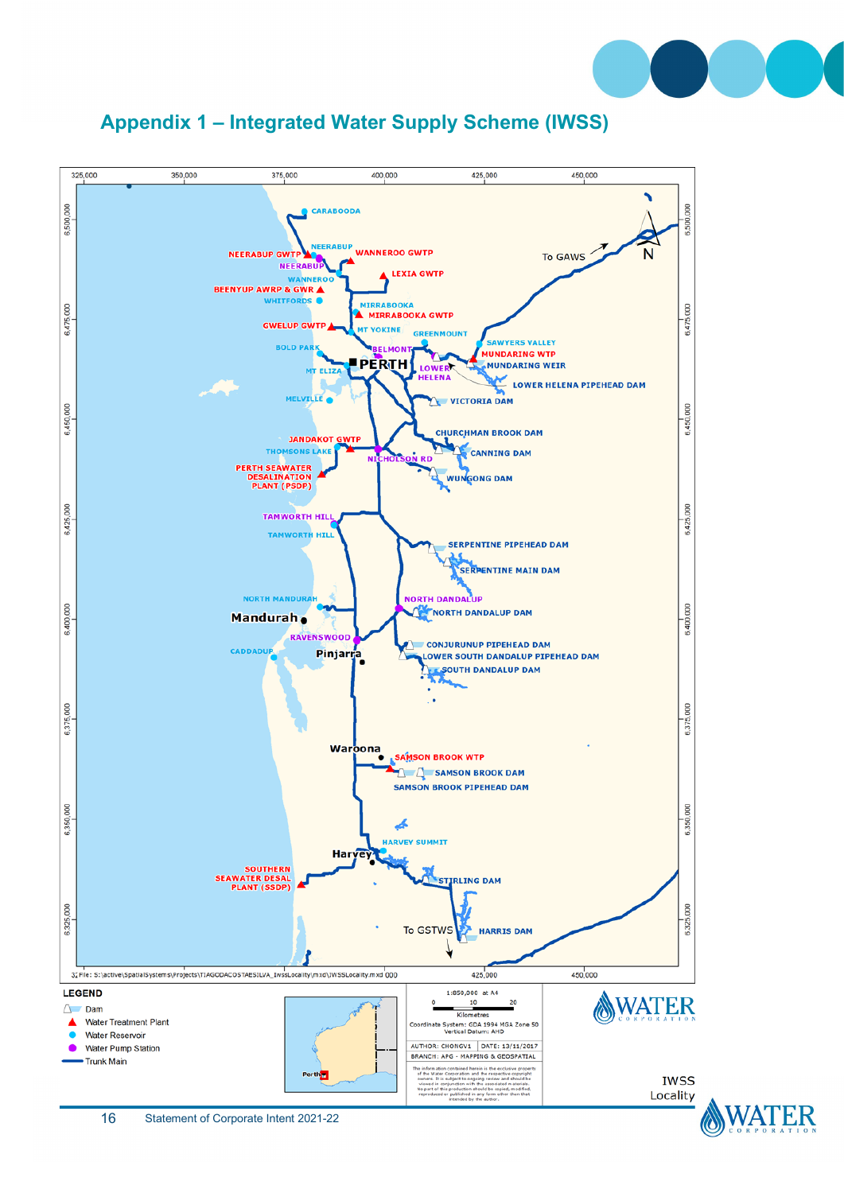## Appendix 1 – Integrated Water Supply Scheme (IWSS)

325,000
350,000
375,000
400,000
425,000
450,000

6,500,000
6,475,000
6,450,000
6,425,000
6,400,000
6,375,000
6,350,000
6,325,000

CARABOODA
NEERABUP
NEERABUP GWTP
WANNEROO GWTP
NEERABUP
WANNEROO
LEXIA GWTP
BEENYUP AWRP & GWR
WHITFORDS
MIRRABOOKA
MIRRABOOKA GWTP
GWELUP GWTP
MT YOKINE
GREENMOUNT
SAWYERS VALLEY
BOLD PARK
BELMONT
MUNDARING WTP
PERTH
LOWER HELENA
MUNDARING WEIR
MT ELIZA
LOWER HELENA PIPEHEAD DAM
MELVILLE
VICTORIA DAM
To GAWS
N
CHURCHMAN BROOK DAM
JANDAKOT GWTP
THOMSONS LAKE
CANNING DAM
NICHOLSON RD
PERTH SEAWATER DESALINATION PLANT (PSDP)
WUNGONG DAM
TAMWORTH HILL
TAMWORTH HILL
SERPENTINE PIPEHEAD DAM
SERPENTINE MAIN DAM
NORTH MANDURAH
NORTH DANDALUP
Mandurah
NORTH DANDALUP DAM
RAVENSWOOD
CONJURUNUP PIPEHEAD DAM
CADDADUP
Pinjarra
LOWER SOUTH DANDALUP PIPEHEAD DAM
SOUTH DANDALUP DAM
Waroona
SAMSON BROOK WTP
SAMSON BROOK DAM
SAMSON BROOK PIPEHEAD DAM
HARVEY SUMMIT
Harvey
SOUTHERN SEAWATER DESAL PLANT (SSDP)
STIRLING DAM
To GSTWS
HARRIS DAM

File: S:\active\SpatialSystems\Projects\TIAGODACOSTAESILVA_IwssLocality\mxd\IWSSLocality.mxd

**LEGEND**
- Dam
- Water Treatment Plant
- Water Reservoir
- Water Pump Station
- Trunk Main

Perth

1:850,000 at A4
0 10 20
Kilometres
Coordinate System: GDA 1994 MGA Zone 50
Vertical Datum: AHD

AUTHOR: CHONGV1 | DATE: 13/11/2017
BRANCH: APG - MAPPING & GEOSPATIAL

The information contained herein is the exclusive property of the Water Corporation and the respective copyright owners. It is subject to ongoing review and should be viewed in conjunction with the associated materials. No part of this production should be copied, modified, reproduced or published in any form other than that intended by the author.

WATER CORPORATION

IWSS Locality

Statement of Corporate Intent 2021-22